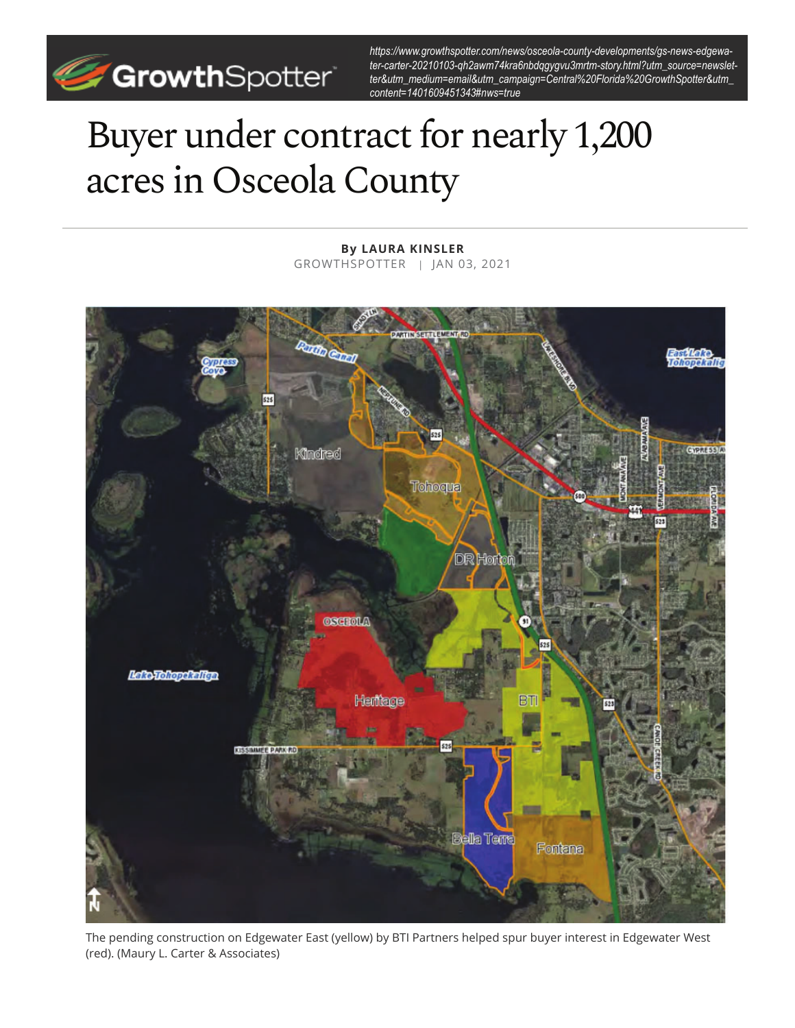https://www.growthspotter.com/news/osceola-county-developments/gs-news-edgewater-carter-20210103-qh2awm74kra6nbdqgygvu3mrtm-story.html?utm_source=newsletter&utm_medium=email&utm_campaign=Central%20Florida%20GrowthSpotter&utm_content=1401609451343#nws=true

# Buyer under contract for nearly 1,200 acres in Osceola County

**By LAURA KINSLER**
GROWTHSPOTTER | JAN 03, 2021

The pending construction on Edgewater East (yellow) by BTI Partners helped spur buyer interest in Edgewater West (red). (Maury L. Carter & Associates)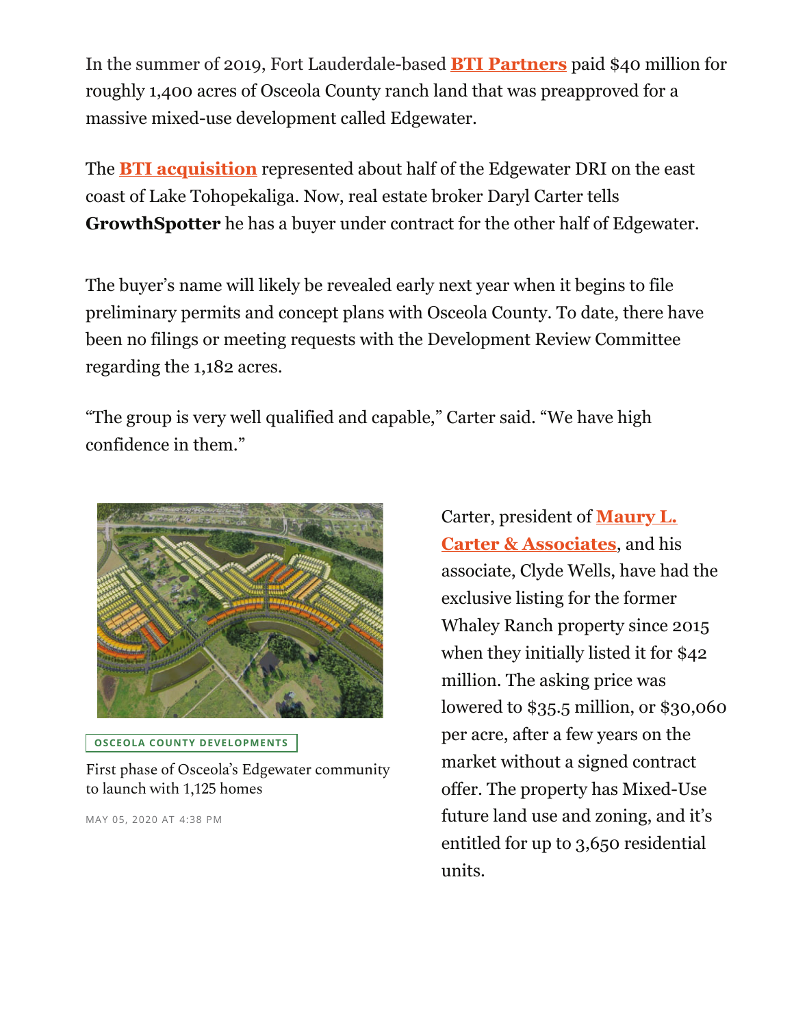In the summer of 2019, Fort Lauderdale-based **BTI Partners** paid $40 million for roughly 1,400 acres of Osceola County ranch land that was preapproved for a massive mixed-use development called Edgewater.

The **BTI acquisition** represented about half of the Edgewater DRI on the east coast of Lake Tohopekaliga. Now, real estate broker Daryl Carter tells **GrowthSpotter** he has a buyer under contract for the other half of Edgewater.

The buyer's name will likely be revealed early next year when it begins to file preliminary permits and concept plans with Osceola County. To date, there have been no filings or meeting requests with the Development Review Committee regarding the 1,182 acres.

"The group is very well qualified and capable," Carter said. "We have high confidence in them."

OSCEOLA COUNTY DEVELOPMENTS

First phase of Osceola's Edgewater community to launch with 1,125 homes

MAY 05, 2020 AT 4:38 PM

Carter, president of **Maury L. Carter & Associates**, and his associate, Clyde Wells, have had the exclusive listing for the former Whaley Ranch property since 2015 when they initially listed it for $42 million. The asking price was lowered to $35.5 million, or $30,060 per acre, after a few years on the market without a signed contract offer. The property has Mixed-Use future land use and zoning, and it's entitled for up to 3,650 residential units.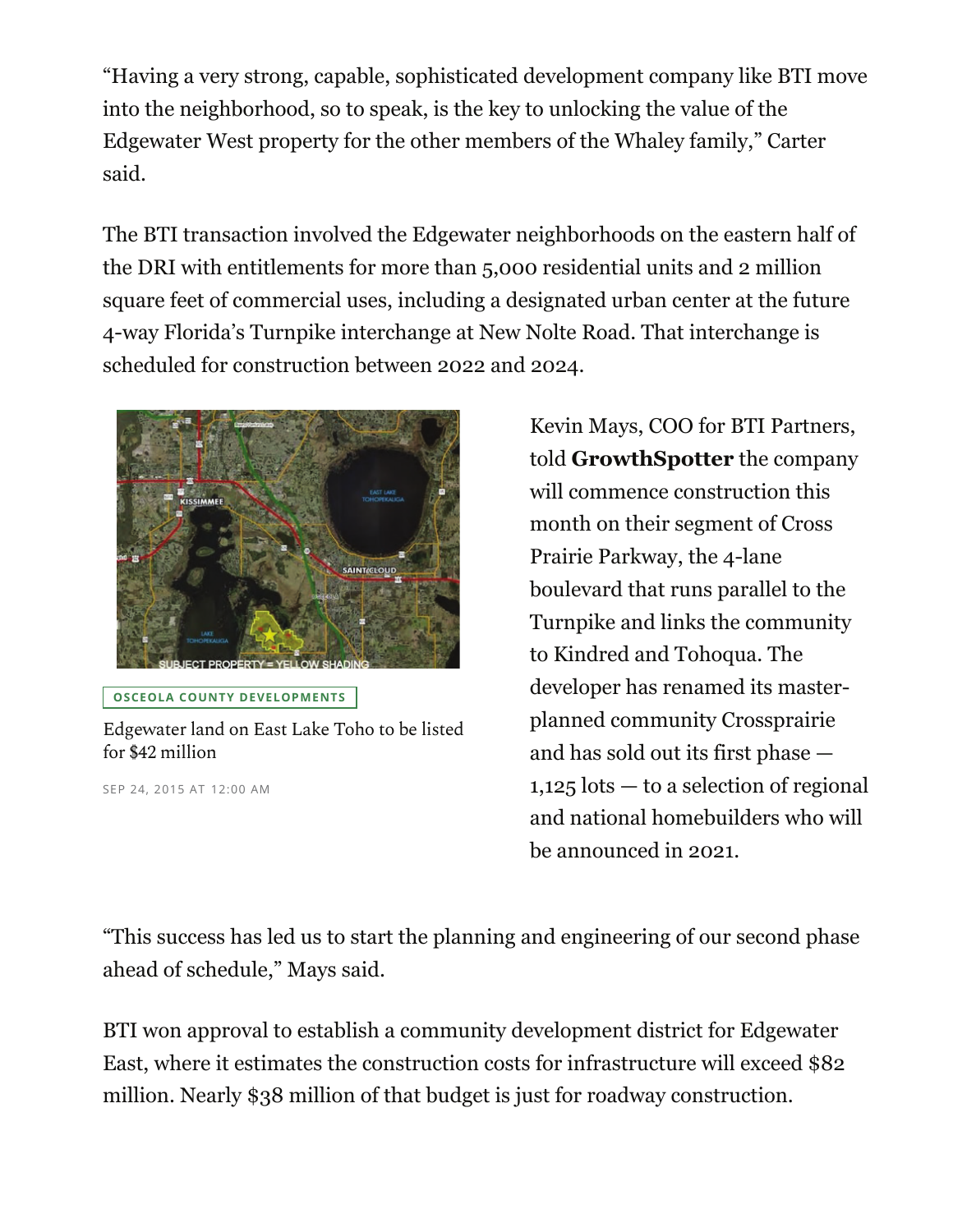"Having a very strong, capable, sophisticated development company like BTI move into the neighborhood, so to speak, is the key to unlocking the value of the Edgewater West property for the other members of the Whaley family," Carter said.

The BTI transaction involved the Edgewater neighborhoods on the eastern half of the DRI with entitlements for more than 5,000 residential units and 2 million square feet of commercial uses, including a designated urban center at the future 4-way Florida's Turnpike interchange at New Nolte Road. That interchange is scheduled for construction between 2022 and 2024.

OSCEOLA COUNTY DEVELOPMENTS

Edgewater land on East Lake Toho to be listed for $42 million

SEP 24, 2015 AT 12:00 AM

Kevin Mays, COO for BTI Partners, told **GrowthSpotter** the company will commence construction this month on their segment of Cross Prairie Parkway, the 4-lane boulevard that runs parallel to the Turnpike and links the community to Kindred and Tohoqua. The developer has renamed its master-planned community Crossprairie and has sold out its first phase — 1,125 lots — to a selection of regional and national homebuilders who will be announced in 2021.

"This success has led us to start the planning and engineering of our second phase ahead of schedule," Mays said.

BTI won approval to establish a community development district for Edgewater East, where it estimates the construction costs for infrastructure will exceed $82 million. Nearly $38 million of that budget is just for roadway construction.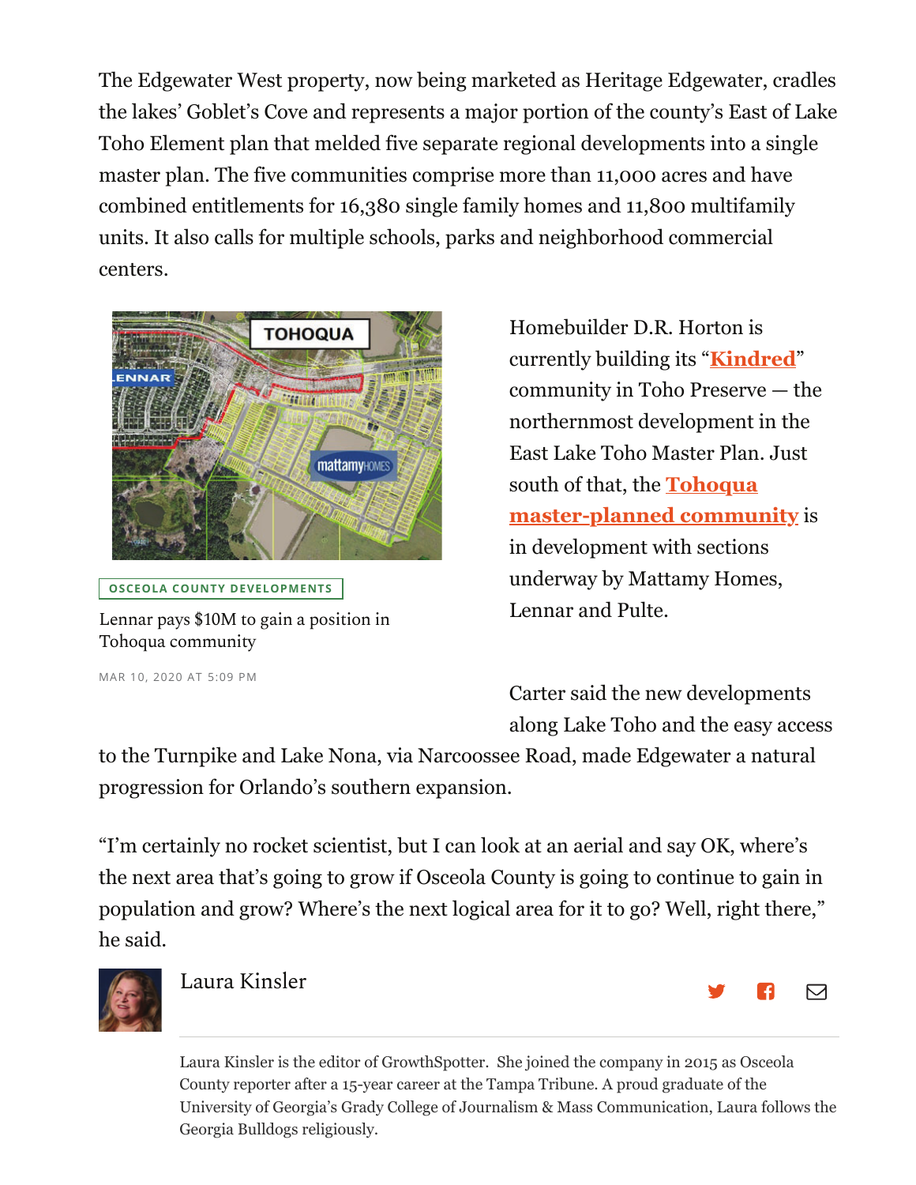The Edgewater West property, now being marketed as Heritage Edgewater, cradles the lakes' Goblet's Cove and represents a major portion of the county's East of Lake Toho Element plan that melded five separate regional developments into a single master plan. The five communities comprise more than 11,000 acres and have combined entitlements for 16,380 single family homes and 11,800 multifamily units. It also calls for multiple schools, parks and neighborhood commercial centers.

OSCEOLA COUNTY DEVELOPMENTS

Lennar pays $10M to gain a position in Tohoqua community

MAR 10, 2020 AT 5:09 PM

Homebuilder D.R. Horton is currently building its "**Kindred**" community in Toho Preserve — the northernmost development in the East Lake Toho Master Plan. Just south of that, the **Tohoqua master-planned community** is in development with sections underway by Mattamy Homes, Lennar and Pulte.

Carter said the new developments along Lake Toho and the easy access to the Turnpike and Lake Nona, via Narcoossee Road, made Edgewater a natural progression for Orlando's southern expansion.

"I'm certainly no rocket scientist, but I can look at an aerial and say OK, where's the next area that's going to grow if Osceola County is going to continue to gain in population and grow? Where's the next logical area for it to go? Well, right there," he said.

Laura Kinsler

Laura Kinsler is the editor of GrowthSpotter. She joined the company in 2015 as Osceola County reporter after a 15-year career at the Tampa Tribune. A proud graduate of the University of Georgia's Grady College of Journalism & Mass Communication, Laura follows the Georgia Bulldogs religiously.